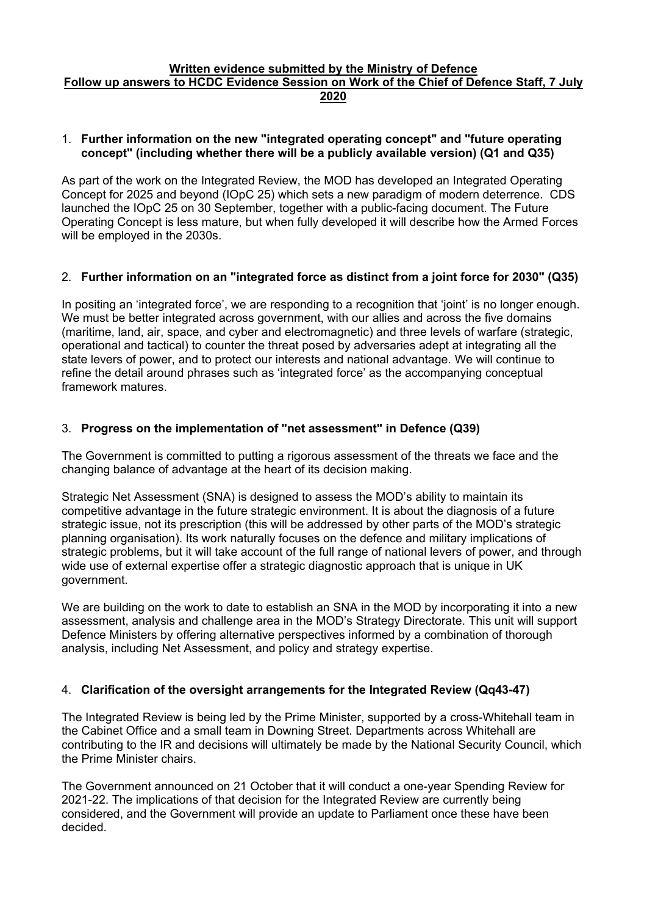**Written evidence submitted by the Ministry of Defence**
**Follow up answers to HCDC Evidence Session on Work of the Chief of Defence Staff, 7 July 2020**

1. **Further information on the new "integrated operating concept" and "future operating concept" (including whether there will be a publicly available version) (Q1 and Q35)**

As part of the work on the Integrated Review, the MOD has developed an Integrated Operating Concept for 2025 and beyond (IOpC 25) which sets a new paradigm of modern deterrence. CDS launched the IOpC 25 on 30 September, together with a public-facing document. The Future Operating Concept is less mature, but when fully developed it will describe how the Armed Forces will be employed in the 2030s.

2. **Further information on an "integrated force as distinct from a joint force for 2030" (Q35)**

In positing an 'integrated force', we are responding to a recognition that 'joint' is no longer enough. We must be better integrated across government, with our allies and across the five domains (maritime, land, air, space, and cyber and electromagnetic) and three levels of warfare (strategic, operational and tactical) to counter the threat posed by adversaries adept at integrating all the state levers of power, and to protect our interests and national advantage. We will continue to refine the detail around phrases such as 'integrated force' as the accompanying conceptual framework matures.

3. **Progress on the implementation of "net assessment" in Defence (Q39)**

The Government is committed to putting a rigorous assessment of the threats we face and the changing balance of advantage at the heart of its decision making.

Strategic Net Assessment (SNA) is designed to assess the MOD's ability to maintain its competitive advantage in the future strategic environment. It is about the diagnosis of a future strategic issue, not its prescription (this will be addressed by other parts of the MOD's strategic planning organisation). Its work naturally focuses on the defence and military implications of strategic problems, but it will take account of the full range of national levers of power, and through wide use of external expertise offer a strategic diagnostic approach that is unique in UK government.

We are building on the work to date to establish an SNA in the MOD by incorporating it into a new assessment, analysis and challenge area in the MOD's Strategy Directorate. This unit will support Defence Ministers by offering alternative perspectives informed by a combination of thorough analysis, including Net Assessment, and policy and strategy expertise.

4. **Clarification of the oversight arrangements for the Integrated Review (Qq43-47)**

The Integrated Review is being led by the Prime Minister, supported by a cross-Whitehall team in the Cabinet Office and a small team in Downing Street. Departments across Whitehall are contributing to the IR and decisions will ultimately be made by the National Security Council, which the Prime Minister chairs.

The Government announced on 21 October that it will conduct a one-year Spending Review for 2021-22. The implications of that decision for the Integrated Review are currently being considered, and the Government will provide an update to Parliament once these have been decided.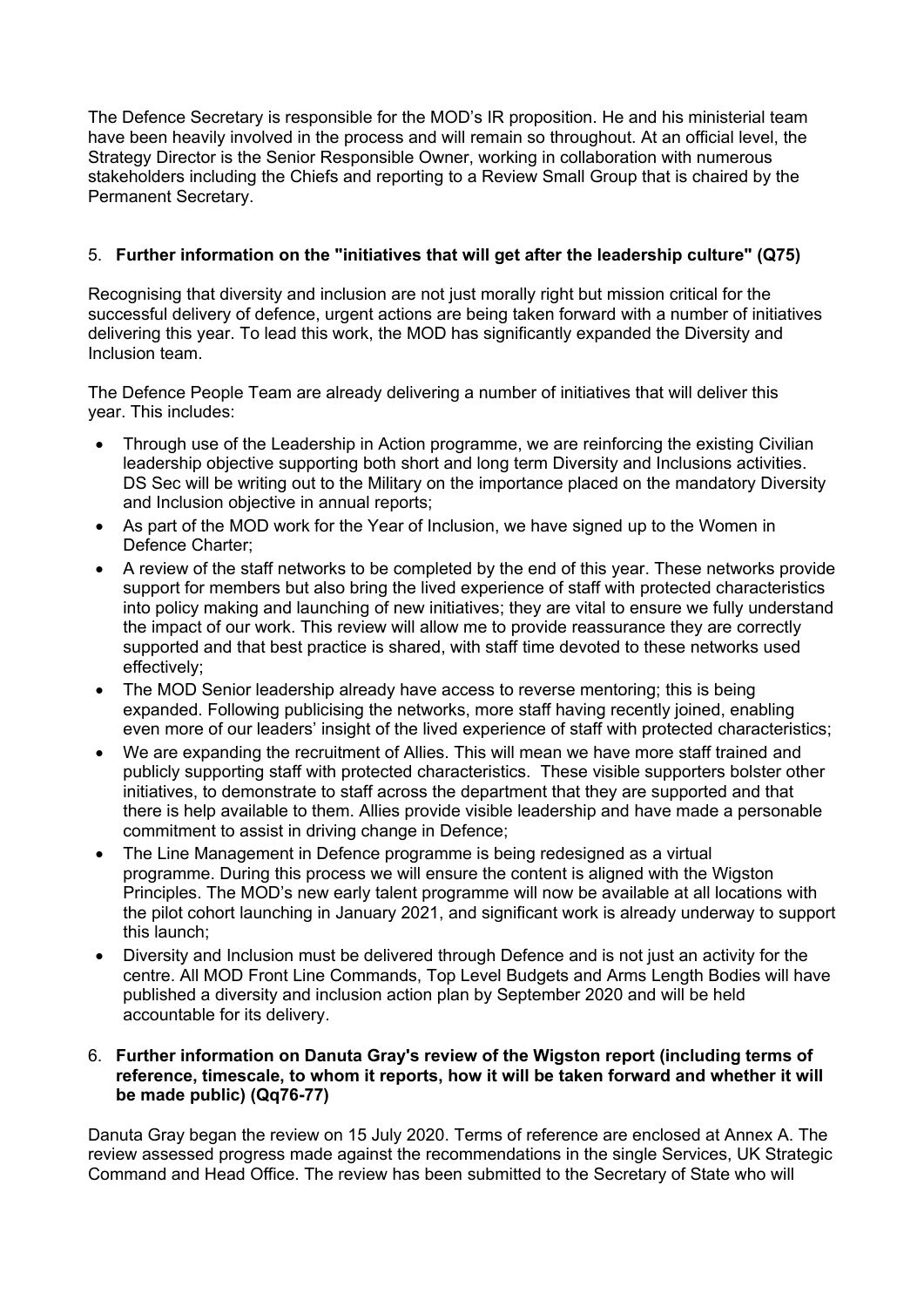The Defence Secretary is responsible for the MOD's IR proposition. He and his ministerial team have been heavily involved in the process and will remain so throughout. At an official level, the Strategy Director is the Senior Responsible Owner, working in collaboration with numerous stakeholders including the Chiefs and reporting to a Review Small Group that is chaired by the Permanent Secretary.

5. **Further information on the "initiatives that will get after the leadership culture" (Q75)**

Recognising that diversity and inclusion are not just morally right but mission critical for the successful delivery of defence, urgent actions are being taken forward with a number of initiatives delivering this year. To lead this work, the MOD has significantly expanded the Diversity and Inclusion team.

The Defence People Team are already delivering a number of initiatives that will deliver this year. This includes:

- Through use of the Leadership in Action programme, we are reinforcing the existing Civilian leadership objective supporting both short and long term Diversity and Inclusions activities. DS Sec will be writing out to the Military on the importance placed on the mandatory Diversity and Inclusion objective in annual reports;
- As part of the MOD work for the Year of Inclusion, we have signed up to the Women in Defence Charter;
- A review of the staff networks to be completed by the end of this year. These networks provide support for members but also bring the lived experience of staff with protected characteristics into policy making and launching of new initiatives; they are vital to ensure we fully understand the impact of our work. This review will allow me to provide reassurance they are correctly supported and that best practice is shared, with staff time devoted to these networks used effectively;
- The MOD Senior leadership already have access to reverse mentoring; this is being expanded. Following publicising the networks, more staff having recently joined, enabling even more of our leaders' insight of the lived experience of staff with protected characteristics;
- We are expanding the recruitment of Allies. This will mean we have more staff trained and publicly supporting staff with protected characteristics. These visible supporters bolster other initiatives, to demonstrate to staff across the department that they are supported and that there is help available to them. Allies provide visible leadership and have made a personable commitment to assist in driving change in Defence;
- The Line Management in Defence programme is being redesigned as a virtual programme. During this process we will ensure the content is aligned with the Wigston Principles. The MOD's new early talent programme will now be available at all locations with the pilot cohort launching in January 2021, and significant work is already underway to support this launch;
- Diversity and Inclusion must be delivered through Defence and is not just an activity for the centre. All MOD Front Line Commands, Top Level Budgets and Arms Length Bodies will have published a diversity and inclusion action plan by September 2020 and will be held accountable for its delivery.

6. **Further information on Danuta Gray's review of the Wigston report (including terms of reference, timescale, to whom it reports, how it will be taken forward and whether it will be made public) (Qq76-77)**

Danuta Gray began the review on 15 July 2020. Terms of reference are enclosed at Annex A. The review assessed progress made against the recommendations in the single Services, UK Strategic Command and Head Office. The review has been submitted to the Secretary of State who will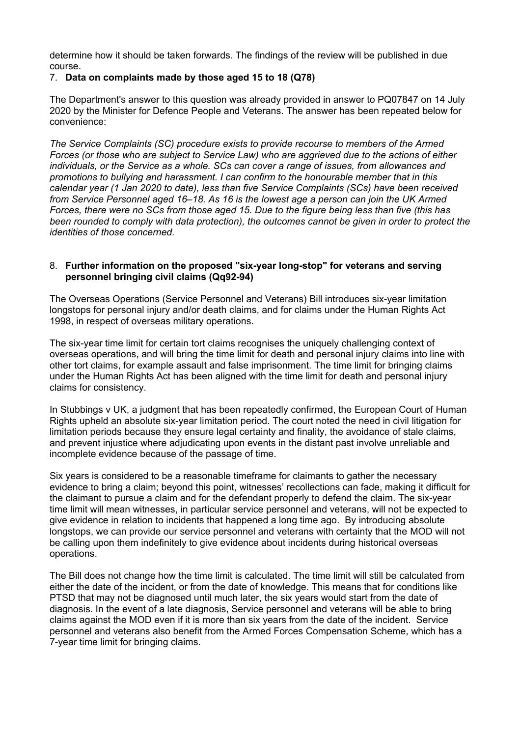determine how it should be taken forwards. The findings of the review will be published in due course.

7. **Data on complaints made by those aged 15 to 18 (Q78)**

The Department's answer to this question was already provided in answer to PQ07847 on 14 July 2020 by the Minister for Defence People and Veterans. The answer has been repeated below for convenience:

*The Service Complaints (SC) procedure exists to provide recourse to members of the Armed Forces (or those who are subject to Service Law) who are aggrieved due to the actions of either individuals, or the Service as a whole. SCs can cover a range of issues, from allowances and promotions to bullying and harassment. I can confirm to the honourable member that in this calendar year (1 Jan 2020 to date), less than five Service Complaints (SCs) have been received from Service Personnel aged 16–18. As 16 is the lowest age a person can join the UK Armed Forces, there were no SCs from those aged 15. Due to the figure being less than five (this has been rounded to comply with data protection), the outcomes cannot be given in order to protect the identities of those concerned.*

8. **Further information on the proposed "six-year long-stop" for veterans and serving personnel bringing civil claims (Qq92-94)**

The Overseas Operations (Service Personnel and Veterans) Bill introduces six-year limitation longstops for personal injury and/or death claims, and for claims under the Human Rights Act 1998, in respect of overseas military operations.

The six-year time limit for certain tort claims recognises the uniquely challenging context of overseas operations, and will bring the time limit for death and personal injury claims into line with other tort claims, for example assault and false imprisonment. The time limit for bringing claims under the Human Rights Act has been aligned with the time limit for death and personal injury claims for consistency.

In Stubbings v UK, a judgment that has been repeatedly confirmed, the European Court of Human Rights upheld an absolute six-year limitation period. The court noted the need in civil litigation for limitation periods because they ensure legal certainty and finality, the avoidance of stale claims, and prevent injustice where adjudicating upon events in the distant past involve unreliable and incomplete evidence because of the passage of time.

Six years is considered to be a reasonable timeframe for claimants to gather the necessary evidence to bring a claim; beyond this point, witnesses' recollections can fade, making it difficult for the claimant to pursue a claim and for the defendant properly to defend the claim. The six-year time limit will mean witnesses, in particular service personnel and veterans, will not be expected to give evidence in relation to incidents that happened a long time ago. By introducing absolute longstops, we can provide our service personnel and veterans with certainty that the MOD will not be calling upon them indefinitely to give evidence about incidents during historical overseas operations.

The Bill does not change how the time limit is calculated. The time limit will still be calculated from either the date of the incident, or from the date of knowledge. This means that for conditions like PTSD that may not be diagnosed until much later, the six years would start from the date of diagnosis. In the event of a late diagnosis, Service personnel and veterans will be able to bring claims against the MOD even if it is more than six years from the date of the incident. Service personnel and veterans also benefit from the Armed Forces Compensation Scheme, which has a 7-year time limit for bringing claims.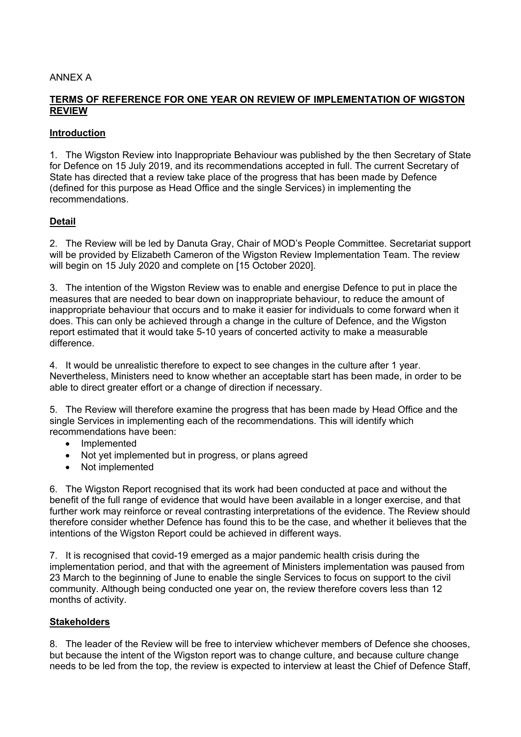ANNEX A

## TERMS OF REFERENCE FOR ONE YEAR ON REVIEW OF IMPLEMENTATION OF WIGSTON REVIEW

### Introduction

1. The Wigston Review into Inappropriate Behaviour was published by the then Secretary of State for Defence on 15 July 2019, and its recommendations accepted in full. The current Secretary of State has directed that a review take place of the progress that has been made by Defence (defined for this purpose as Head Office and the single Services) in implementing the recommendations.

### Detail

2. The Review will be led by Danuta Gray, Chair of MOD's People Committee. Secretariat support will be provided by Elizabeth Cameron of the Wigston Review Implementation Team. The review will begin on 15 July 2020 and complete on [15 October 2020].

3. The intention of the Wigston Review was to enable and energise Defence to put in place the measures that are needed to bear down on inappropriate behaviour, to reduce the amount of inappropriate behaviour that occurs and to make it easier for individuals to come forward when it does. This can only be achieved through a change in the culture of Defence, and the Wigston report estimated that it would take 5-10 years of concerted activity to make a measurable difference.

4. It would be unrealistic therefore to expect to see changes in the culture after 1 year. Nevertheless, Ministers need to know whether an acceptable start has been made, in order to be able to direct greater effort or a change of direction if necessary.

5. The Review will therefore examine the progress that has been made by Head Office and the single Services in implementing each of the recommendations. This will identify which recommendations have been:

- Implemented
- Not yet implemented but in progress, or plans agreed
- Not implemented

6. The Wigston Report recognised that its work had been conducted at pace and without the benefit of the full range of evidence that would have been available in a longer exercise, and that further work may reinforce or reveal contrasting interpretations of the evidence. The Review should therefore consider whether Defence has found this to be the case, and whether it believes that the intentions of the Wigston Report could be achieved in different ways.

7. It is recognised that covid-19 emerged as a major pandemic health crisis during the implementation period, and that with the agreement of Ministers implementation was paused from 23 March to the beginning of June to enable the single Services to focus on support to the civil community. Although being conducted one year on, the review therefore covers less than 12 months of activity.

### Stakeholders

8. The leader of the Review will be free to interview whichever members of Defence she chooses, but because the intent of the Wigston report was to change culture, and because culture change needs to be led from the top, the review is expected to interview at least the Chief of Defence Staff,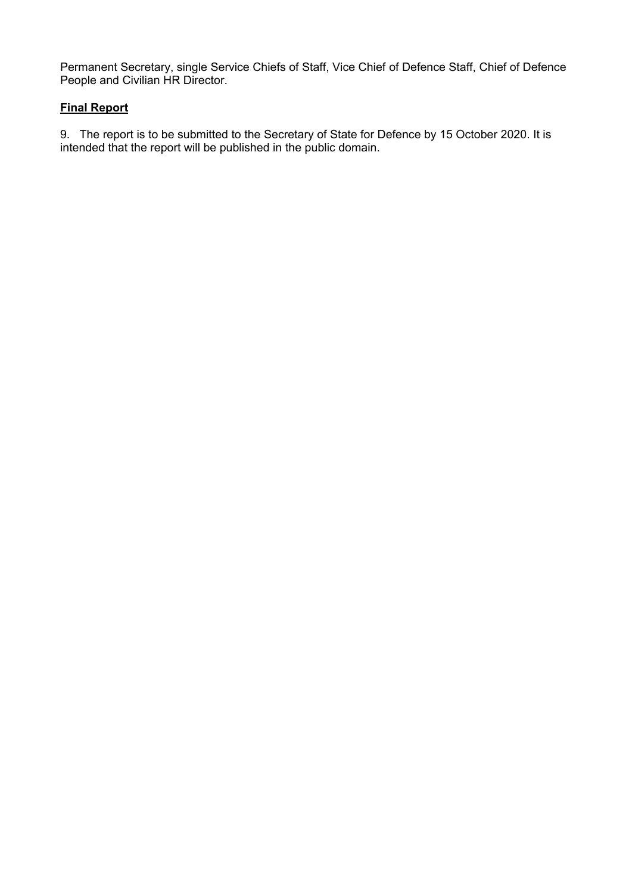Permanent Secretary, single Service Chiefs of Staff, Vice Chief of Defence Staff, Chief of Defence People and Civilian HR Director.

**Final Report**

9. The report is to be submitted to the Secretary of State for Defence by 15 October 2020. It is intended that the report will be published in the public domain.